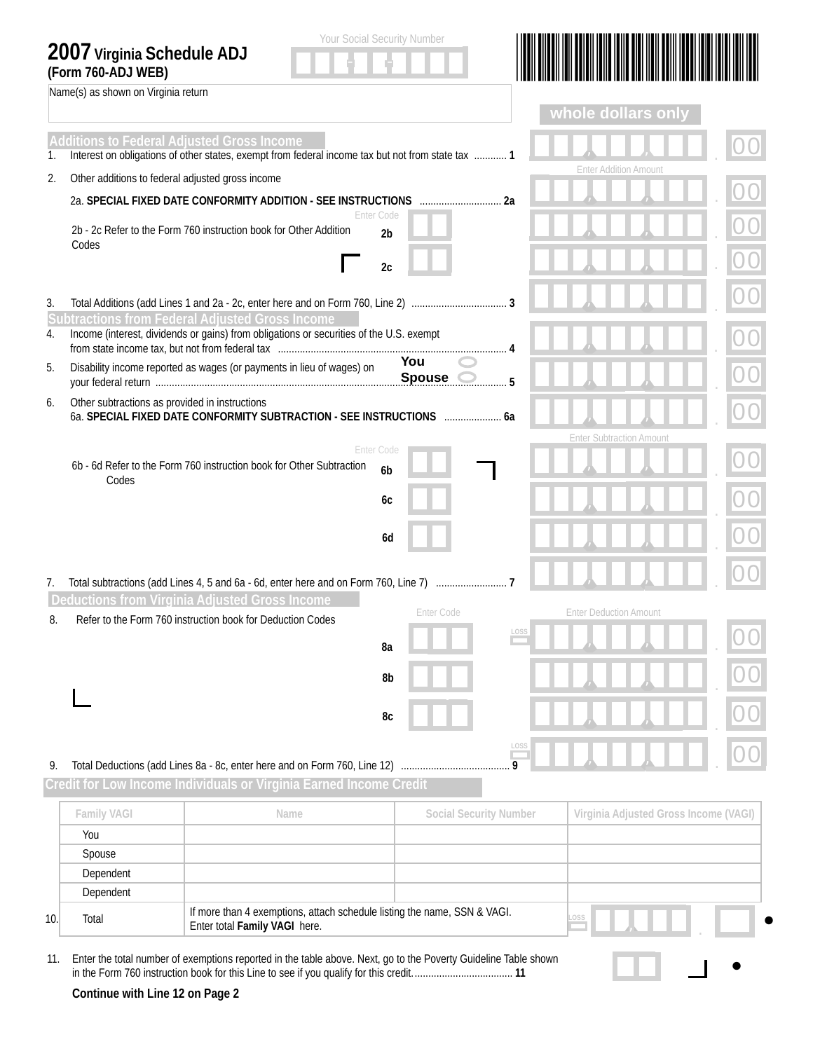# 2007 Virginia Schedule ADJ
**(Form 760-ADJ WEB)**

Your Social Security Number

Name(s) as shown on Virginia return

whole dollars only

## Additions to Federal Adjusted Gross Income

1. Interest on obligations of other states, exempt from federal income tax but not from state tax ............ 1 .00

2. Other additions to federal adjusted gross income

   Enter Addition Amount

   2a. **SPECIAL FIXED DATE CONFORMITY ADDITION - SEE INSTRUCTIONS** .............................. 2a .00

   Enter Code

   2b - 2c Refer to the Form 760 instruction book for Other Addition Codes

   2b .00

   2c .00

3. Total Additions (add Lines 1 and 2a - 2c, enter here and on Form 760, Line 2) .................................. 3 .00

## Subtractions from Federal Adjusted Gross Income

4. Income (interest, dividends or gains) from obligations or securities of the U.S. exempt from state income tax, but not from federal tax .................................................................................... 4 .00

5. Disability income reported as wages (or payments in lieu of wages) on your federal return ............ You ○ Spouse ○ ............ 5 .00

6. Other subtractions as provided in instructions
   6a. **SPECIAL FIXED DATE CONFORMITY SUBTRACTION - SEE INSTRUCTIONS** ..................... 6a .00

   Enter Code — Enter Subtraction Amount

   6b - 6d Refer to the Form 760 instruction book for Other Subtraction Codes

   6b .00

   6c .00

   6d .00

7. Total subtractions (add Lines 4, 5 and 6a - 6d, enter here and on Form 760, Line 7) .......................... 7 .00

## Deductions from Virginia Adjusted Gross Income

8. Refer to the Form 760 instruction book for Deduction Codes

   Enter Code — Enter Deduction Amount

   8a LOSS .00

   8b .00

   8c .00

9. Total Deductions (add Lines 8a - 8c, enter here and on Form 760, Line 12) ....................................... 9 LOSS .00

## Credit for Low Income Individuals or Virginia Earned Income Credit

| Family VAGI | Name | Social Security Number | Virginia Adjusted Gross Income (VAGI) |
|---|---|---|---|
| You | | | |
| Spouse | | | |
| Dependent | | | |
| Dependent | | | |
| 10. Total | If more than 4 exemptions, attach schedule listing the name, SSN & VAGI. Enter total **Family VAGI** here. | | LOSS . |

11. Enter the total number of exemptions reported in the table above. Next, go to the Poverty Guideline Table shown in the Form 760 instruction book for this Line to see if you qualify for this credit.................................... 11

**Continue with Line 12 on Page 2**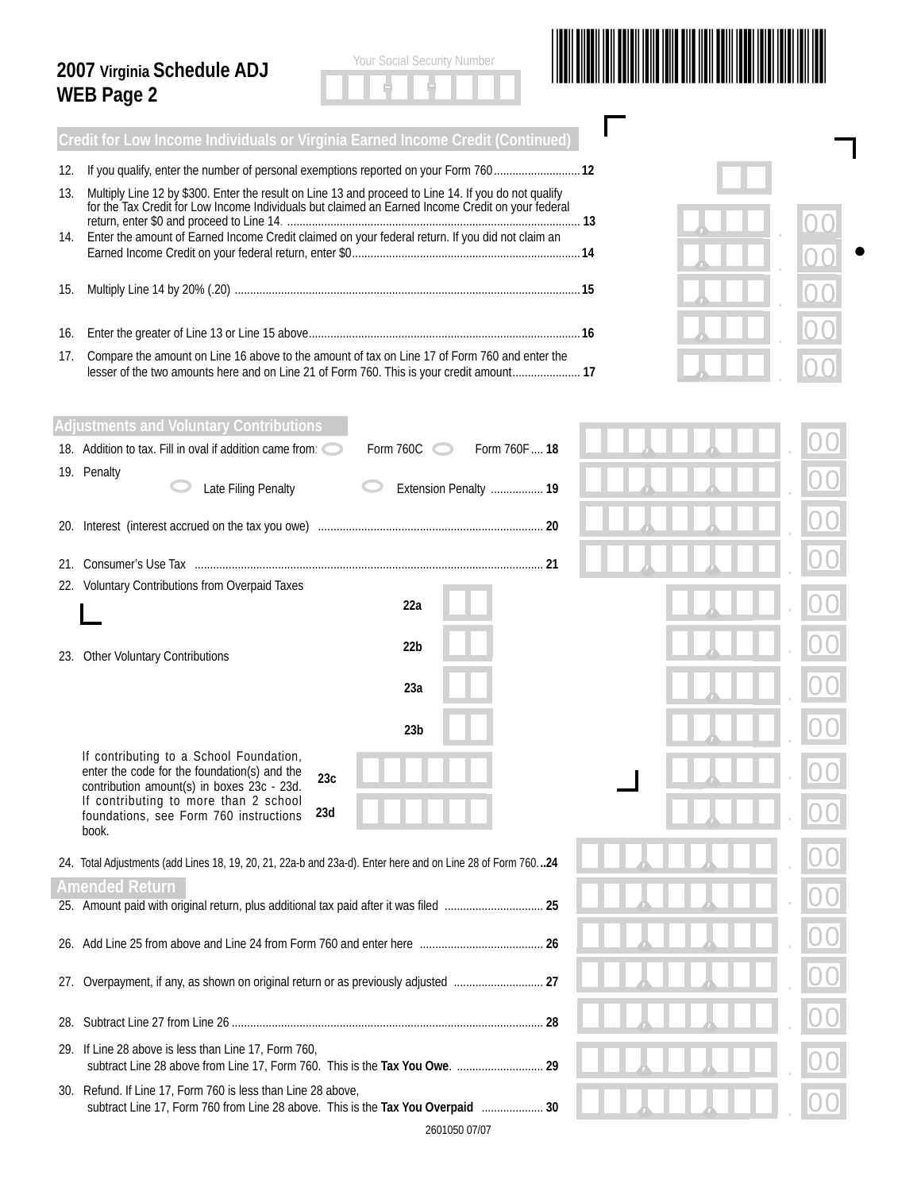# 2007 Virginia Schedule ADJ WEB Page 2

Your Social Security Number

## Credit for Low Income Individuals or Virginia Earned Income Credit (Continued)

12. If you qualify, enter the number of personal exemptions reported on your Form 760 ............................ 12
13. Multiply Line 12 by $300. Enter the result on Line 13 and proceed to Line 14. If you do not qualify for the Tax Credit for Low Income Individuals but claimed an Earned Income Credit on your federal return, enter $0 and proceed to Line 14. ............................................................................................ 13 .00
14. Enter the amount of Earned Income Credit claimed on your federal return. If you did not claim an Earned Income Credit on your federal return, enter $0......................................................................... 14 .00
15. Multiply Line 14 by 20% (.20) .............................................................................................................. 15 .00
16. Enter the greater of Line 13 or Line 15 above....................................................................................... 16 .00
17. Compare the amount on Line 16 above to the amount of tax on Line 17 of Form 760 and enter the lesser of the two amounts here and on Line 21 of Form 760. This is your credit amount...................... 17 .00

## Adjustments and Voluntary Contributions

18. Addition to tax. Fill in oval if addition came from: Form 760C Form 760F .... 18 .00
19. Penalty
 Late Filing Penalty Extension Penalty ................. 19 .00
20. Interest (interest accrued on the tax you owe) ........................................................................ 20 .00
21. Consumer's Use Tax ................................................................................................................ 21 .00
22. Voluntary Contributions from Overpaid Taxes
 22a .00
 22b .00
23. Other Voluntary Contributions
 23a .00
 23b .00

If contributing to a School Foundation, enter the code for the foundation(s) and the contribution amount(s) in boxes 23c - 23d. If contributing to more than 2 school foundations, see Form 760 instructions book.

 23c .00
 23d .00

24. Total Adjustments (add Lines 18, 19, 20, 21, 22a-b and 23a-d). Enter here and on Line 28 of Form 760...24 .00

## Amended Return

25. Amount paid with original return, plus additional tax paid after it was filed ................................ 25 .00
26. Add Line 25 from above and Line 24 from Form 760 and enter here ....................................... 26 .00
27. Overpayment, if any, as shown on original return or as previously adjusted ............................. 27 .00
28. Subtract Line 27 from Line 26 .................................................................................................... 28 .00
29. If Line 28 above is less than Line 17, Form 760, subtract Line 28 above from Line 17, Form 760. This is the **Tax You Owe**. ............................ 29 .00
30. Refund. If Line 17, Form 760 is less than Line 28 above, subtract Line 17, Form 760 from Line 28 above. This is the **Tax You Overpaid** .................... 30 .00

2601050 07/07